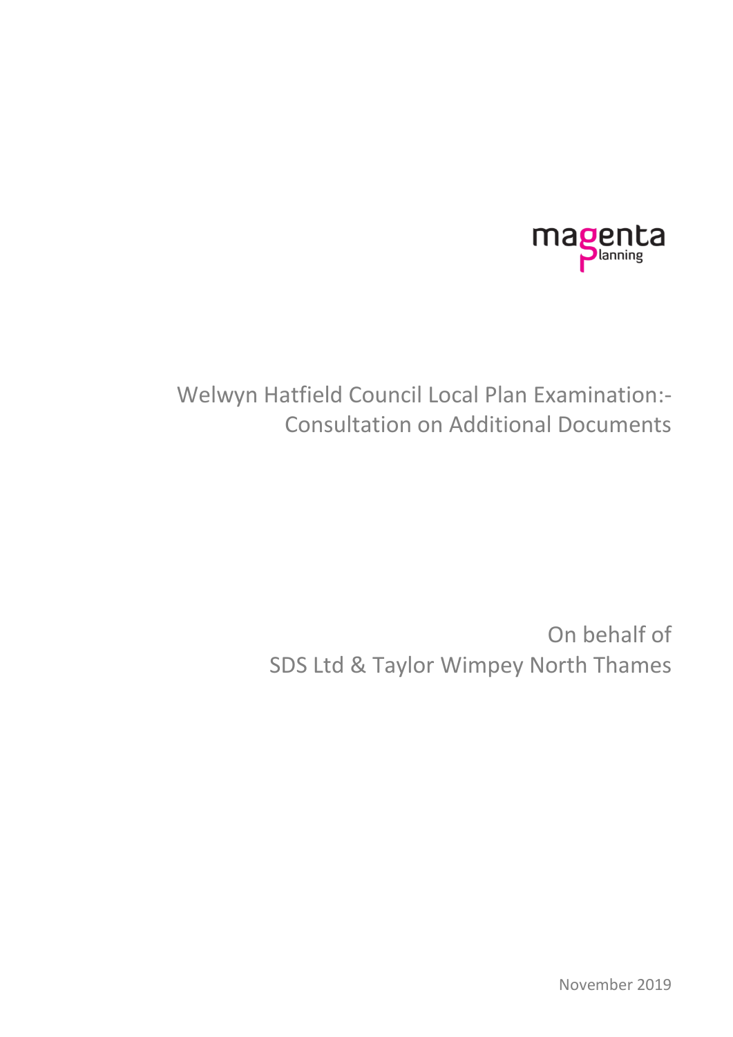magenta planning

# Welwyn Hatfield Council Local Plan Examination:- Consultation on Additional Documents

On behalf of
SDS Ltd & Taylor Wimpey North Thames

November 2019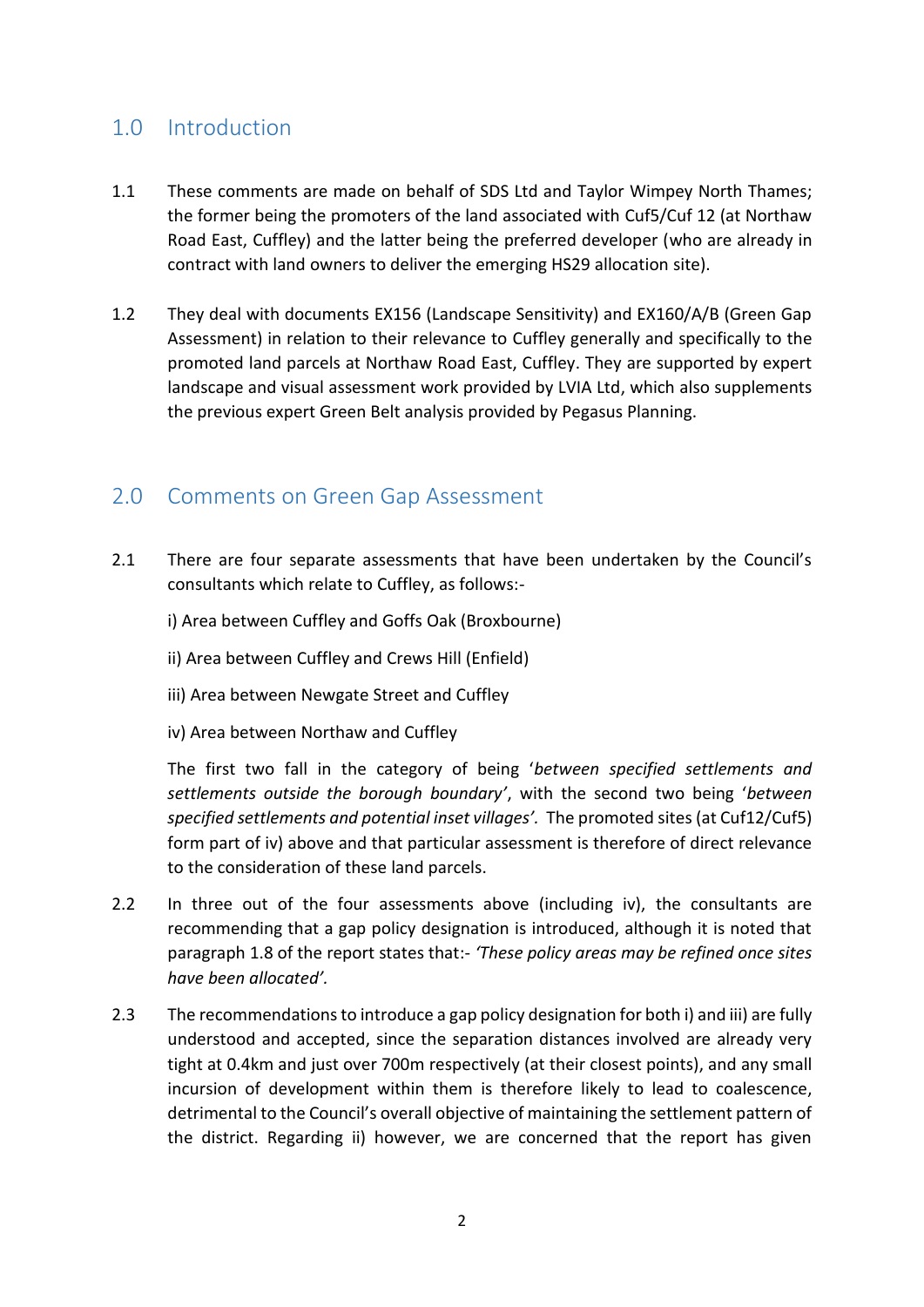## 1.0 Introduction

1.1 These comments are made on behalf of SDS Ltd and Taylor Wimpey North Thames; the former being the promoters of the land associated with Cuf5/Cuf 12 (at Northaw Road East, Cuffley) and the latter being the preferred developer (who are already in contract with land owners to deliver the emerging HS29 allocation site).

1.2 They deal with documents EX156 (Landscape Sensitivity) and EX160/A/B (Green Gap Assessment) in relation to their relevance to Cuffley generally and specifically to the promoted land parcels at Northaw Road East, Cuffley. They are supported by expert landscape and visual assessment work provided by LVIA Ltd, which also supplements the previous expert Green Belt analysis provided by Pegasus Planning.

## 2.0 Comments on Green Gap Assessment

2.1 There are four separate assessments that have been undertaken by the Council's consultants which relate to Cuffley, as follows:-

i) Area between Cuffley and Goffs Oak (Broxbourne)

ii) Area between Cuffley and Crews Hill (Enfield)

iii) Area between Newgate Street and Cuffley

iv) Area between Northaw and Cuffley

The first two fall in the category of being '*between specified settlements and settlements outside the borough boundary*', with the second two being '*between specified settlements and potential inset villages*'. The promoted sites (at Cuf12/Cuf5) form part of iv) above and that particular assessment is therefore of direct relevance to the consideration of these land parcels.

2.2 In three out of the four assessments above (including iv), the consultants are recommending that a gap policy designation is introduced, although it is noted that paragraph 1.8 of the report states that:- *'These policy areas may be refined once sites have been allocated'.*

2.3 The recommendations to introduce a gap policy designation for both i) and iii) are fully understood and accepted, since the separation distances involved are already very tight at 0.4km and just over 700m respectively (at their closest points), and any small incursion of development within them is therefore likely to lead to coalescence, detrimental to the Council's overall objective of maintaining the settlement pattern of the district. Regarding ii) however, we are concerned that the report has given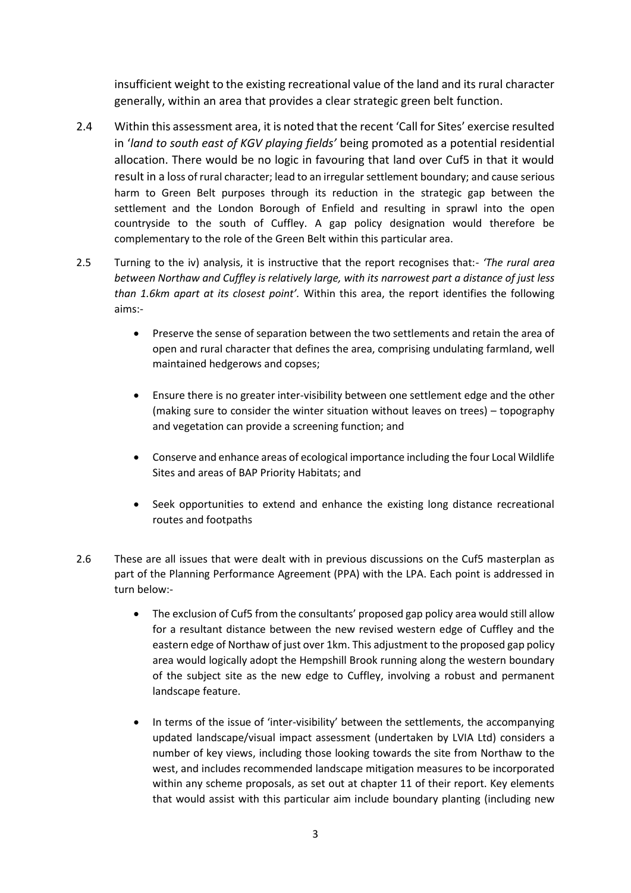insufficient weight to the existing recreational value of the land and its rural character generally, within an area that provides a clear strategic green belt function.

2.4 Within this assessment area, it is noted that the recent 'Call for Sites' exercise resulted in '*land to south east of KGV playing fields*' being promoted as a potential residential allocation. There would be no logic in favouring that land over Cuf5 in that it would result in a loss of rural character; lead to an irregular settlement boundary; and cause serious harm to Green Belt purposes through its reduction in the strategic gap between the settlement and the London Borough of Enfield and resulting in sprawl into the open countryside to the south of Cuffley. A gap policy designation would therefore be complementary to the role of the Green Belt within this particular area.

2.5 Turning to the iv) analysis, it is instructive that the report recognises that:- *'The rural area between Northaw and Cuffley is relatively large, with its narrowest part a distance of just less than 1.6km apart at its closest point'*. Within this area, the report identifies the following aims:-

- Preserve the sense of separation between the two settlements and retain the area of open and rural character that defines the area, comprising undulating farmland, well maintained hedgerows and copses;
- Ensure there is no greater inter-visibility between one settlement edge and the other (making sure to consider the winter situation without leaves on trees) – topography and vegetation can provide a screening function; and
- Conserve and enhance areas of ecological importance including the four Local Wildlife Sites and areas of BAP Priority Habitats; and
- Seek opportunities to extend and enhance the existing long distance recreational routes and footpaths

2.6 These are all issues that were dealt with in previous discussions on the Cuf5 masterplan as part of the Planning Performance Agreement (PPA) with the LPA. Each point is addressed in turn below:-

- The exclusion of Cuf5 from the consultants' proposed gap policy area would still allow for a resultant distance between the new revised western edge of Cuffley and the eastern edge of Northaw of just over 1km. This adjustment to the proposed gap policy area would logically adopt the Hempshill Brook running along the western boundary of the subject site as the new edge to Cuffley, involving a robust and permanent landscape feature.
- In terms of the issue of 'inter-visibility' between the settlements, the accompanying updated landscape/visual impact assessment (undertaken by LVIA Ltd) considers a number of key views, including those looking towards the site from Northaw to the west, and includes recommended landscape mitigation measures to be incorporated within any scheme proposals, as set out at chapter 11 of their report. Key elements that would assist with this particular aim include boundary planting (including new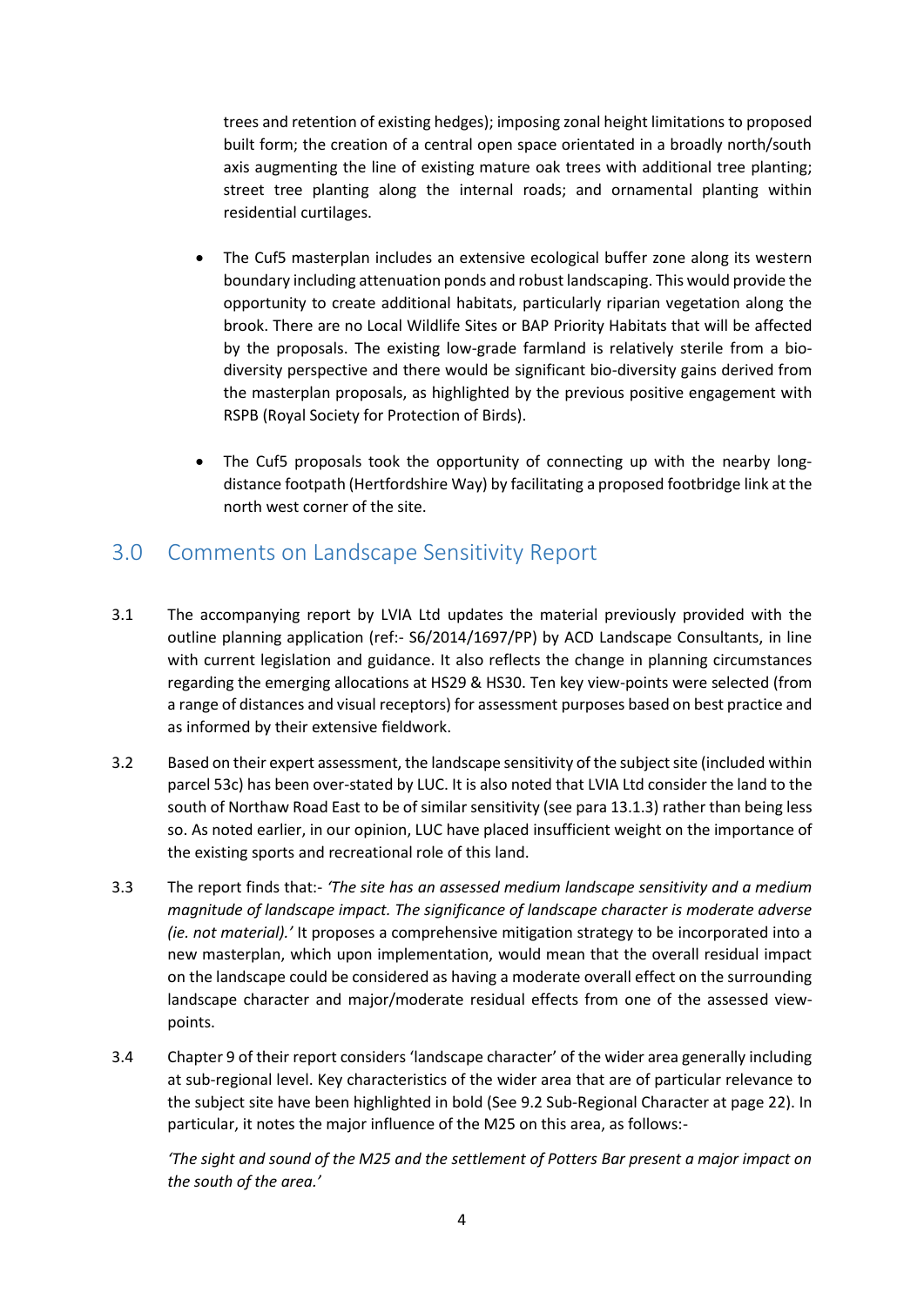trees and retention of existing hedges); imposing zonal height limitations to proposed built form; the creation of a central open space orientated in a broadly north/south axis augmenting the line of existing mature oak trees with additional tree planting; street tree planting along the internal roads; and ornamental planting within residential curtilages.

- The Cuf5 masterplan includes an extensive ecological buffer zone along its western boundary including attenuation ponds and robust landscaping. This would provide the opportunity to create additional habitats, particularly riparian vegetation along the brook. There are no Local Wildlife Sites or BAP Priority Habitats that will be affected by the proposals. The existing low-grade farmland is relatively sterile from a bio-diversity perspective and there would be significant bio-diversity gains derived from the masterplan proposals, as highlighted by the previous positive engagement with RSPB (Royal Society for Protection of Birds).

- The Cuf5 proposals took the opportunity of connecting up with the nearby long-distance footpath (Hertfordshire Way) by facilitating a proposed footbridge link at the north west corner of the site.

## 3.0 Comments on Landscape Sensitivity Report

3.1 The accompanying report by LVIA Ltd updates the material previously provided with the outline planning application (ref:- S6/2014/1697/PP) by ACD Landscape Consultants, in line with current legislation and guidance. It also reflects the change in planning circumstances regarding the emerging allocations at HS29 & HS30. Ten key view-points were selected (from a range of distances and visual receptors) for assessment purposes based on best practice and as informed by their extensive fieldwork.

3.2 Based on their expert assessment, the landscape sensitivity of the subject site (included within parcel 53c) has been over-stated by LUC. It is also noted that LVIA Ltd consider the land to the south of Northaw Road East to be of similar sensitivity (see para 13.1.3) rather than being less so. As noted earlier, in our opinion, LUC have placed insufficient weight on the importance of the existing sports and recreational role of this land.

3.3 The report finds that:- *'The site has an assessed medium landscape sensitivity and a medium magnitude of landscape impact. The significance of landscape character is moderate adverse (ie. not material).'* It proposes a comprehensive mitigation strategy to be incorporated into a new masterplan, which upon implementation, would mean that the overall residual impact on the landscape could be considered as having a moderate overall effect on the surrounding landscape character and major/moderate residual effects from one of the assessed view-points.

3.4 Chapter 9 of their report considers 'landscape character' of the wider area generally including at sub-regional level. Key characteristics of the wider area that are of particular relevance to the subject site have been highlighted in bold (See 9.2 Sub-Regional Character at page 22). In particular, it notes the major influence of the M25 on this area, as follows:-

*'The sight and sound of the M25 and the settlement of Potters Bar present a major impact on the south of the area.'*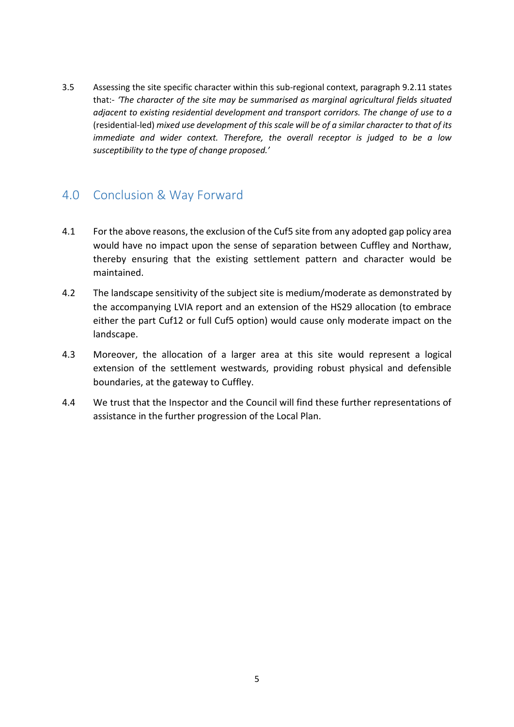3.5 Assessing the site specific character within this sub-regional context, paragraph 9.2.11 states that:- *'The character of the site may be summarised as marginal agricultural fields situated adjacent to existing residential development and transport corridors. The change of use to a* (residential-led) *mixed use development of this scale will be of a similar character to that of its immediate and wider context. Therefore, the overall receptor is judged to be a low susceptibility to the type of change proposed.'*

## 4.0 Conclusion & Way Forward

4.1 For the above reasons, the exclusion of the Cuf5 site from any adopted gap policy area would have no impact upon the sense of separation between Cuffley and Northaw, thereby ensuring that the existing settlement pattern and character would be maintained.

4.2 The landscape sensitivity of the subject site is medium/moderate as demonstrated by the accompanying LVIA report and an extension of the HS29 allocation (to embrace either the part Cuf12 or full Cuf5 option) would cause only moderate impact on the landscape.

4.3 Moreover, the allocation of a larger area at this site would represent a logical extension of the settlement westwards, providing robust physical and defensible boundaries, at the gateway to Cuffley.

4.4 We trust that the Inspector and the Council will find these further representations of assistance in the further progression of the Local Plan.